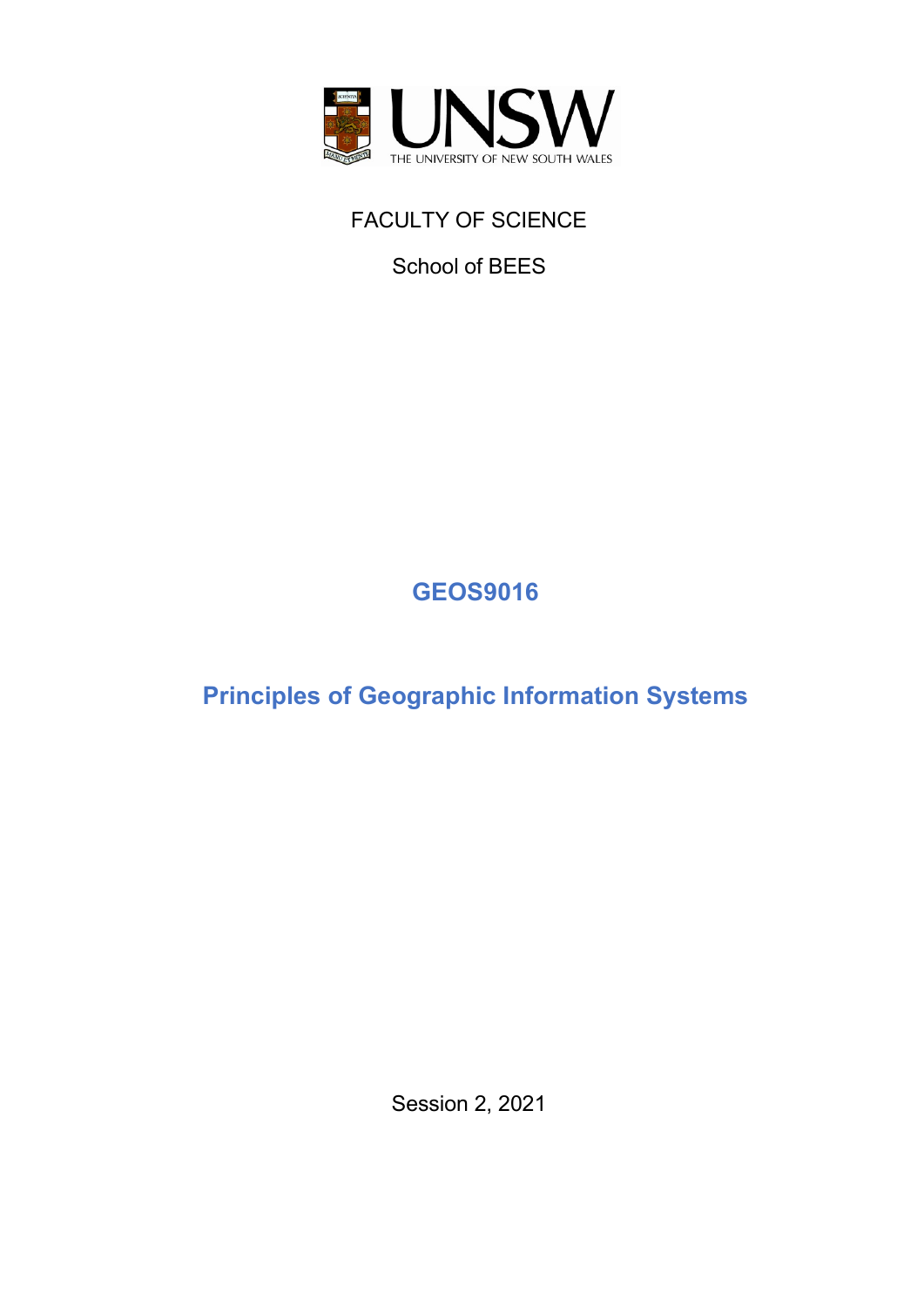UNSW

THE UNIVERSITY OF NEW SOUTH WALES

FACULTY OF SCIENCE

School of BEES

# GEOS9016

# Principles of Geographic Information Systems

Session 2, 2021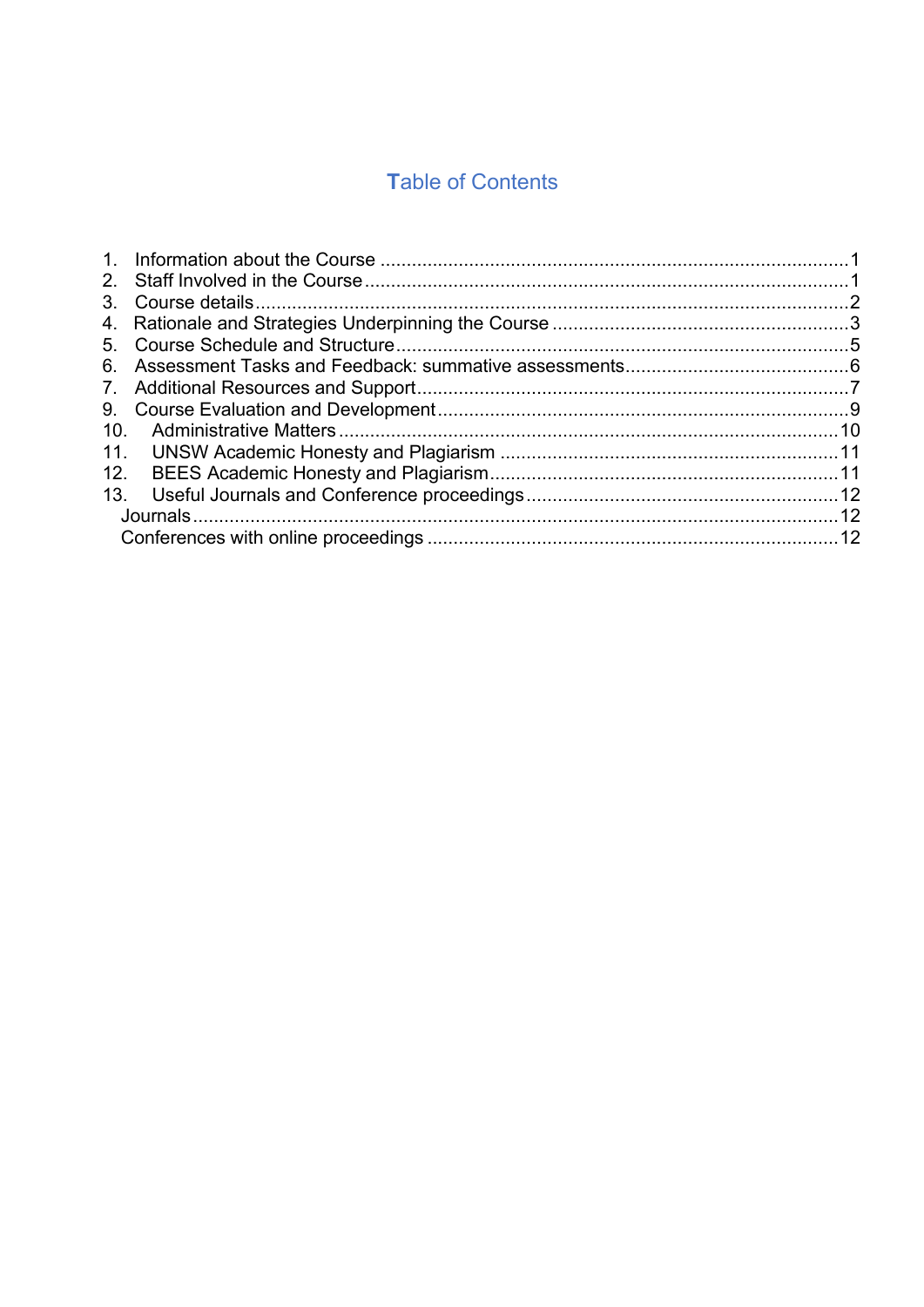# Table of Contents

1. Information about the Course ........................................................................................ 1
2. Staff Involved in the Course ........................................................................................ 1
3. Course details ........................................................................................................ 2
4. Rationale and Strategies Underpinning the Course ........................................................ 3
5. Course Schedule and Structure ...................................................................................... 5
6. Assessment Tasks and Feedback: summative assessments .............................................. 6
7. Additional Resources and Support .................................................................................. 7
9. Course Evaluation and Development ............................................................................... 9
10. Administrative Matters ............................................................................................... 10
11. UNSW Academic Honesty and Plagiarism ................................................................... 11
12. BEES Academic Honesty and Plagiarism ..................................................................... 11
13. Useful Journals and Conference proceedings ............................................................... 12
    - Journals ............................................................................................................. 12
    - Conferences with online proceedings ..................................................................... 12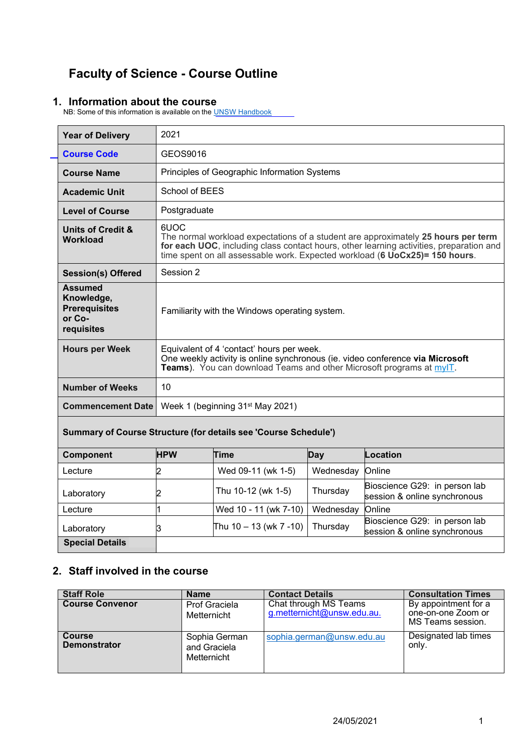# Faculty of Science - Course Outline

## 1. Information about the course

NB: Some of this information is available on the UNSW Handbook

| | |
|---|---|
| **Year of Delivery** | 2021 |
| **Course Code** | GEOS9016 |
| **Course Name** | Principles of Geographic Information Systems |
| **Academic Unit** | School of BEES |
| **Level of Course** | Postgraduate |
| **Units of Credit & Workload** | 6UOC<br>The normal workload expectations of a student are approximately **25 hours per term for each UOC**, including class contact hours, other learning activities, preparation and time spent on all assessable work. Expected workload (**6 UoCx25)= 150 hours**. |
| **Session(s) Offered** | Session 2 |
| **Assumed Knowledge, Prerequisites or Co-requisites** | Familiarity with the Windows operating system. |
| **Hours per Week** | Equivalent of 4 'contact' hours per week.<br>One weekly activity is online synchronous (ie. video conference **via Microsoft Teams**). You can download Teams and other Microsoft programs at myIT. |
| **Number of Weeks** | 10 |
| **Commencement Date** | Week 1 (beginning 31st May 2021) |

**Summary of Course Structure (for details see 'Course Schedule')**

| Component | HPW | Time | Day | Location |
|---|---|---|---|---|
| Lecture | 2 | Wed 09-11 (wk 1-5) | Wednesday | Online |
| Laboratory | 2 | Thu 10-12 (wk 1-5) | Thursday | Bioscience G29: in person lab session & online synchronous |
| Lecture | 1 | Wed 10 - 11 (wk 7-10) | Wednesday | Online |
| Laboratory | 3 | Thu 10 – 13 (wk 7 -10) | Thursday | Bioscience G29: in person lab session & online synchronous |
| **Special Details** | | | | |

## 2. Staff involved in the course

| Staff Role | Name | Contact Details | Consultation Times |
|---|---|---|---|
| **Course Convenor** | Prof Graciela Metternicht | Chat through MS Teams<br>g.metternicht@unsw.edu.au. | By appointment for a one-on-one Zoom or MS Teams session. |
| **Course Demonstrator** | Sophia German and Graciela Metternicht | sophia.german@unsw.edu.au | Designated lab times only. |

24/05/2021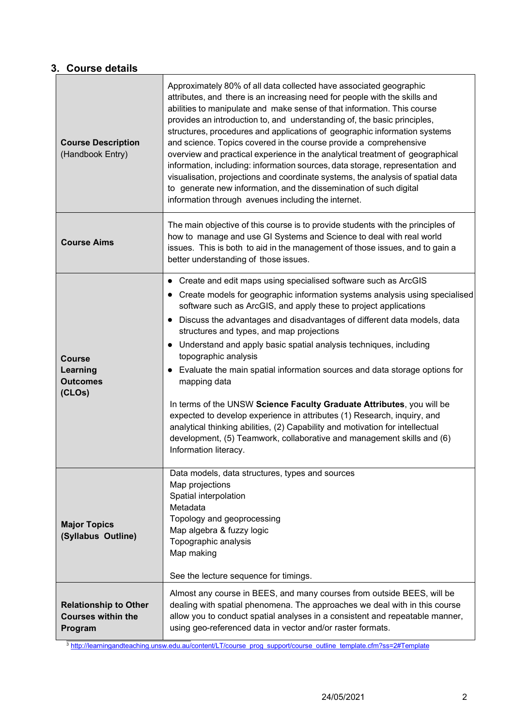## 3. Course details

| | |
|---|---|
| **Course Description** (Handbook Entry) | Approximately 80% of all data collected have associated geographic attributes, and there is an increasing need for people with the skills and abilities to manipulate and make sense of that information. This course provides an introduction to, and understanding of, the basic principles, structures, procedures and applications of geographic information systems and science. Topics covered in the course provide a comprehensive overview and practical experience in the analytical treatment of geographical information, including: information sources, data storage, representation and visualisation, projections and coordinate systems, the analysis of spatial data to generate new information, and the dissemination of such digital information through avenues including the internet. |
| **Course Aims** | The main objective of this course is to provide students with the principles of how to manage and use GI Systems and Science to deal with real world issues. This is both to aid in the management of those issues, and to gain a better understanding of those issues. |
| **Course Learning Outcomes (CLOs)** | • Create and edit maps using specialised software such as ArcGIS<br>• Create models for geographic information systems analysis using specialised software such as ArcGIS, and apply these to project applications<br>• Discuss the advantages and disadvantages of different data models, data structures and types, and map projections<br>• Understand and apply basic spatial analysis techniques, including topographic analysis<br>• Evaluate the main spatial information sources and data storage options for mapping data<br><br>In terms of the UNSW **Science Faculty Graduate Attributes**, you will be expected to develop experience in attributes (1) Research, inquiry, and analytical thinking abilities, (2) Capability and motivation for intellectual development, (5) Teamwork, collaborative and management skills and (6) Information literacy. |
| **Major Topics (Syllabus Outline)** | Data models, data structures, types and sources<br>Map projections<br>Spatial interpolation<br>Metadata<br>Topology and geoprocessing<br>Map algebra & fuzzy logic<br>Topographic analysis<br>Map making<br><br>See the lecture sequence for timings. |
| **Relationship to Other Courses within the Program** | Almost any course in BEES, and many courses from outside BEES, will be dealing with spatial phenomena. The approaches we deal with in this course allow you to conduct spatial analyses in a consistent and repeatable manner, using geo-referenced data in vector and/or raster formats. |

[3] http://learningandteaching.unsw.edu.au/content/LT/course_prog_support/course_outline_template.cfm?ss=2#Template

24/05/2021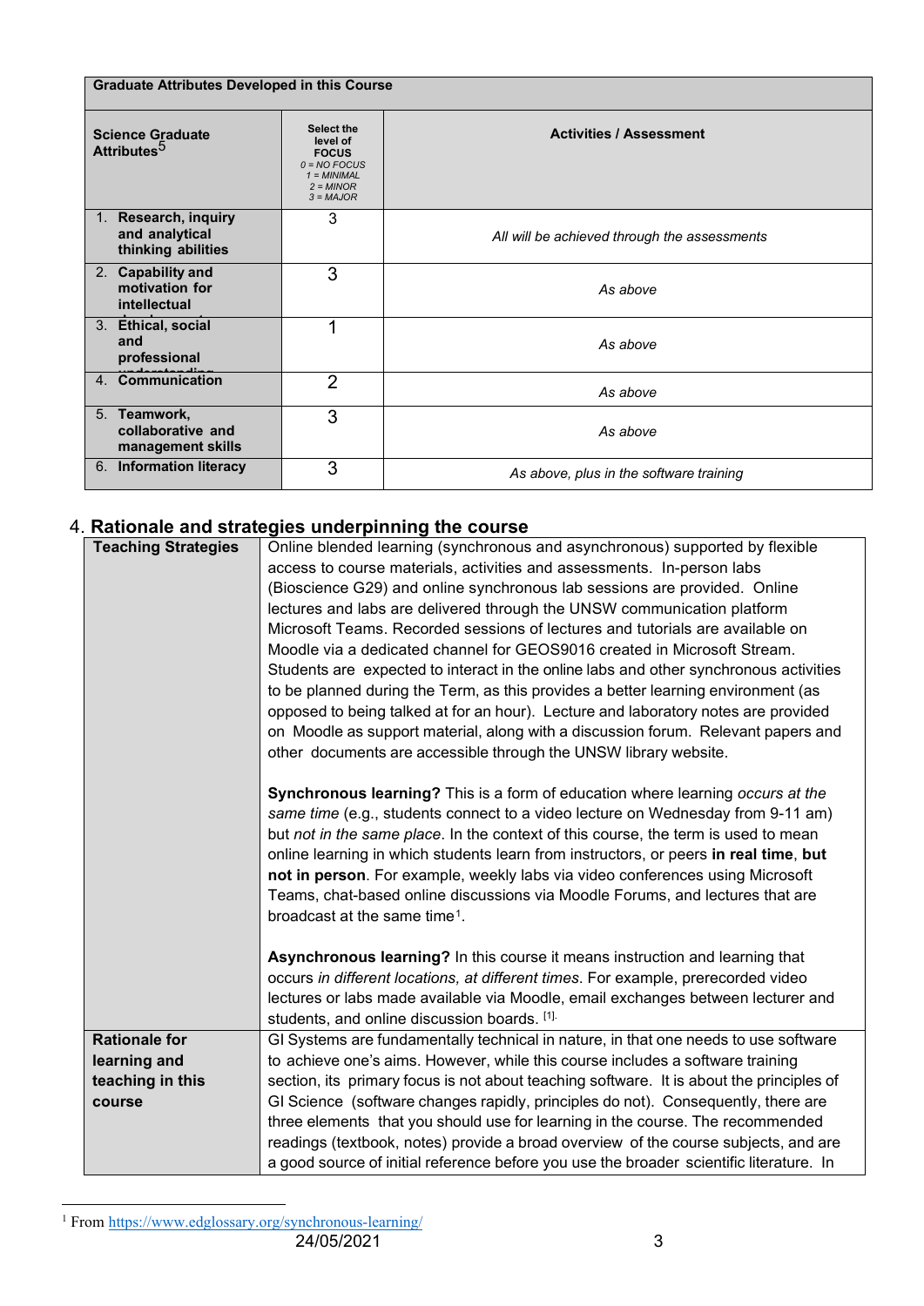| Graduate Attributes Developed in this Course | | |
|---|---|---|
| **Science Graduate Attributes**[5] | **Select the level of FOCUS** *0 = NO FOCUS* *1 = MINIMAL* *2 = MINOR* *3 = MAJOR* | **Activities / Assessment** |
| 1. **Research, inquiry and analytical thinking abilities** | 3 | *All will be achieved through the assessments* |
| 2. **Capability and motivation for intellectual development** | 3 | *As above* |
| 3. **Ethical, social and professional understanding** | 1 | *As above* |
| 4. **Communication** | 2 | *As above* |
| 5. **Teamwork, collaborative and management skills** | 3 | *As above* |
| 6. **Information literacy** | 3 | *As above, plus in the software training* |

## 4. Rationale and strategies underpinning the course

| | |
|---|---|
| **Teaching Strategies** | Online blended learning (synchronous and asynchronous) supported by flexible access to course materials, activities and assessments. In-person labs (Bioscience G29) and online synchronous lab sessions are provided. Online lectures and labs are delivered through the UNSW communication platform Microsoft Teams. Recorded sessions of lectures and tutorials are available on Moodle via a dedicated channel for GEOS9016 created in Microsoft Stream. Students are expected to interact in the online labs and other synchronous activities to be planned during the Term, as this provides a better learning environment (as opposed to being talked at for an hour). Lecture and laboratory notes are provided on Moodle as support material, along with a discussion forum. Relevant papers and other documents are accessible through the UNSW library website.<br><br>**Synchronous learning?** This is a form of education where learning *occurs at the same time* (e.g., students connect to a video lecture on Wednesday from 9-11 am) but *not in the same place*. In the context of this course, the term is used to mean online learning in which students learn from instructors, or peers **in real time**, **but not in person**. For example, weekly labs via video conferences using Microsoft Teams, chat-based online discussions via Moodle Forums, and lectures that are broadcast at the same time[1].<br><br>**Asynchronous learning?** In this course it means instruction and learning that occurs *in different locations, at different times*. For example, prerecorded video lectures or labs made available via Moodle, email exchanges between lecturer and students, and online discussion boards. [1]. |
| **Rationale for learning and teaching in this course** | GI Systems are fundamentally technical in nature, in that one needs to use software to achieve one's aims. However, while this course includes a software training section, its primary focus is not about teaching software. It is about the principles of GI Science (software changes rapidly, principles do not). Consequently, there are three elements that you should use for learning in the course. The recommended readings (textbook, notes) provide a broad overview of the course subjects, and are a good source of initial reference before you use the broader scientific literature. In |

[1] From https://www.edglossary.org/synchronous-learning/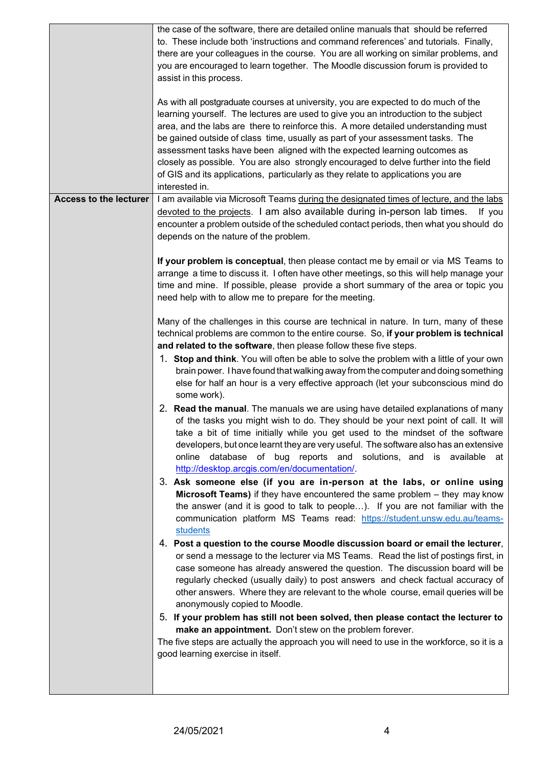| | |
|---|---|
| | the case of the software, there are detailed online manuals that should be referred to. These include both 'instructions and command references' and tutorials. Finally, there are your colleagues in the course. You are all working on similar problems, and you are encouraged to learn together. The Moodle discussion forum is provided to assist in this process.<br><br>As with all postgraduate courses at university, you are expected to do much of the learning yourself. The lectures are used to give you an introduction to the subject area, and the labs are there to reinforce this. A more detailed understanding must be gained outside of class time, usually as part of your assessment tasks. The assessment tasks have been aligned with the expected learning outcomes as closely as possible. You are also strongly encouraged to delve further into the field of GIS and its applications, particularly as they relate to applications you are interested in. |
| **Access to the lecturer** | I am available via Microsoft Teams during the designated times of lecture, and the labs devoted to the projects. I am also available during in-person lab times. If you encounter a problem outside of the scheduled contact periods, then what you should do depends on the nature of the problem.<br><br>**If your problem is conceptual**, then please contact me by email or via MS Teams to arrange a time to discuss it. I often have other meetings, so this will help manage your time and mine. If possible, please provide a short summary of the area or topic you need help with to allow me to prepare for the meeting.<br><br>Many of the challenges in this course are technical in nature. In turn, many of these technical problems are common to the entire course. So, **if your problem is technical and related to the software**, then please follow these five steps.<br>1. **Stop and think**. You will often be able to solve the problem with a little of your own brain power. I have found that walking away from the computer and doing something else for half an hour is a very effective approach (let your subconscious mind do some work).<br>2. **Read the manual**. The manuals we are using have detailed explanations of many of the tasks you might wish to do. They should be your next point of call. It will take a bit of time initially while you get used to the mindset of the software developers, but once learnt they are very useful. The software also has an extensive online database of bug reports and solutions, and is available at http://desktop.arcgis.com/en/documentation/.<br>3. **Ask someone else (if you are in-person at the labs, or online using Microsoft Teams)** if they have encountered the same problem – they may know the answer (and it is good to talk to people…). If you are not familiar with the communication platform MS Teams read: https://student.unsw.edu.au/teams-students<br>4. **Post a question to the course Moodle discussion board or email the lecturer**, or send a message to the lecturer via MS Teams. Read the list of postings first, in case someone has already answered the question. The discussion board will be regularly checked (usually daily) to post answers and check factual accuracy of other answers. Where they are relevant to the whole course, email queries will be anonymously copied to Moodle.<br>5. **If your problem has still not been solved, then please contact the lecturer to make an appointment.** Don't stew on the problem forever.<br><br>The five steps are actually the approach you will need to use in the workforce, so it is a good learning exercise in itself. |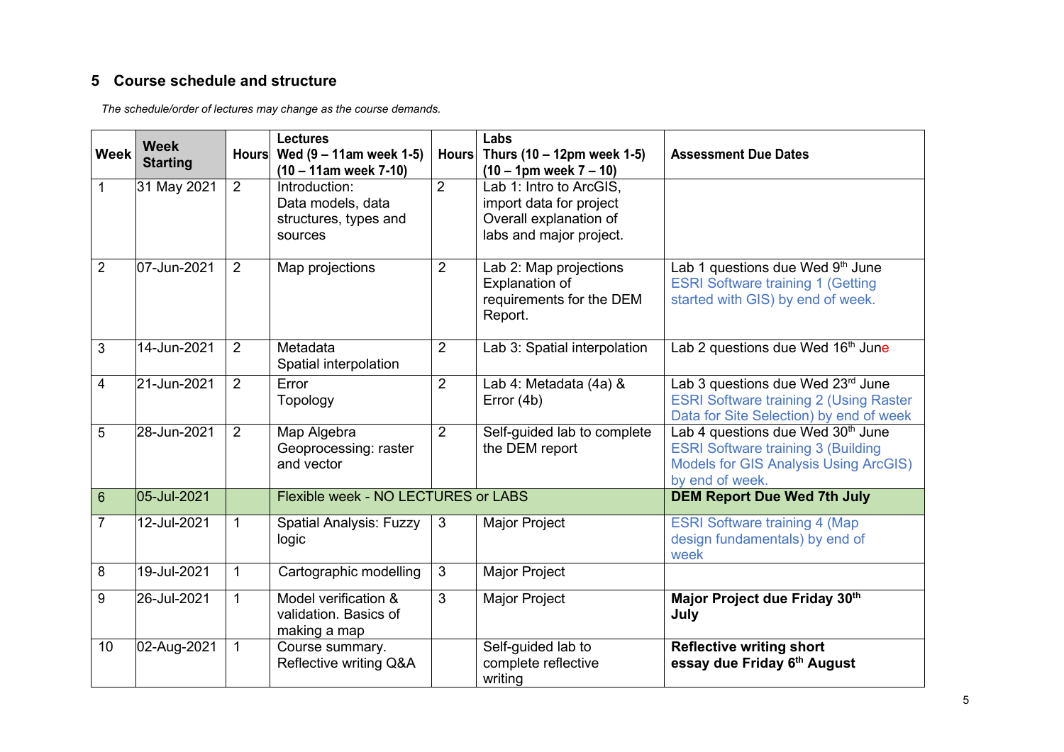## 5 Course schedule and structure

*The schedule/order of lectures may change as the course demands.*

| Week | Week Starting | Hours | Lectures Wed (9 – 11am week 1-5) (10 – 11am week 7-10) | Hours | Labs Thurs (10 – 12pm week 1-5) (10 – 1pm week 7 – 10) | Assessment Due Dates |
|---|---|---|---|---|---|---|
| 1 | 31 May 2021 | 2 | Introduction: Data models, data structures, types and sources | 2 | Lab 1: Intro to ArcGIS, import data for project Overall explanation of labs and major project. | |
| 2 | 07-Jun-2021 | 2 | Map projections | 2 | Lab 2: Map projections Explanation of requirements for the DEM Report. | Lab 1 questions due Wed 9th June ESRI Software training 1 (Getting started with GIS) by end of week. |
| 3 | 14-Jun-2021 | 2 | Metadata Spatial interpolation | 2 | Lab 3: Spatial interpolation | Lab 2 questions due Wed 16th June |
| 4 | 21-Jun-2021 | 2 | Error Topology | 2 | Lab 4: Metadata (4a) & Error (4b) | Lab 3 questions due Wed 23rd June ESRI Software training 2 (Using Raster Data for Site Selection) by end of week |
| 5 | 28-Jun-2021 | 2 | Map Algebra Geoprocessing: raster and vector | 2 | Self-guided lab to complete the DEM report | Lab 4 questions due Wed 30th June ESRI Software training 3 (Building Models for GIS Analysis Using ArcGIS) by end of week. |
| 6 | 05-Jul-2021 | | Flexible week - NO LECTURES or LABS | | | **DEM Report Due Wed 7th July** |
| 7 | 12-Jul-2021 | 1 | Spatial Analysis: Fuzzy logic | 3 | Major Project | ESRI Software training 4 (Map design fundamentals) by end of week |
| 8 | 19-Jul-2021 | 1 | Cartographic modelling | 3 | Major Project | |
| 9 | 26-Jul-2021 | 1 | Model verification & validation. Basics of making a map | 3 | Major Project | **Major Project due Friday 30th July** |
| 10 | 02-Aug-2021 | 1 | Course summary. Reflective writing Q&A | | Self-guided lab to complete reflective writing | **Reflective writing short essay due Friday 6th August** |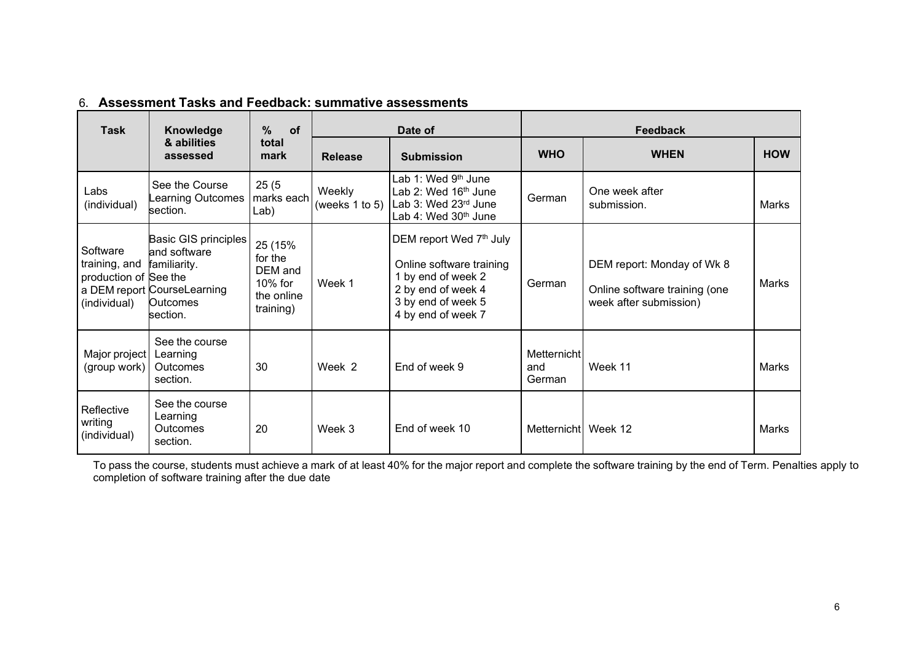## 6. Assessment Tasks and Feedback: summative assessments

| Task | Knowledge & abilities assessed | % of total mark | Date of | | Feedback | | |
|---|---|---|---|---|---|---|---|
| | | | Release | Submission | WHO | WHEN | HOW |
| Labs (individual) | See the Course Learning Outcomes section. | 25 (5 marks each Lab) | Weekly (weeks 1 to 5) | Lab 1: Wed 9th June<br>Lab 2: Wed 16th June<br>Lab 3: Wed 23rd June<br>Lab 4: Wed 30th June | German | One week after submission. | Marks |
| Software training, and production of a DEM report (individual) | Basic GIS principles and software familiarity. See the CourseLearning Outcomes section. | 25 (15% for the DEM and 10% for the online training) | Week 1 | DEM report Wed 7th July<br><br>Online software training<br>1 by end of week 2<br>2 by end of week 4<br>3 by end of week 5<br>4 by end of week 7 | German | DEM report: Monday of Wk 8<br><br>Online software training (one week after submission) | Marks |
| Major project (group work) | See the course Learning Outcomes section. | 30 | Week 2 | End of week 9 | Metternicht and German | Week 11 | Marks |
| Reflective writing (individual) | See the course Learning Outcomes section. | 20 | Week 3 | End of week 10 | Metternicht | Week 12 | Marks |

To pass the course, students must achieve a mark of at least 40% for the major report and complete the software training by the end of Term. Penalties apply to completion of software training after the due date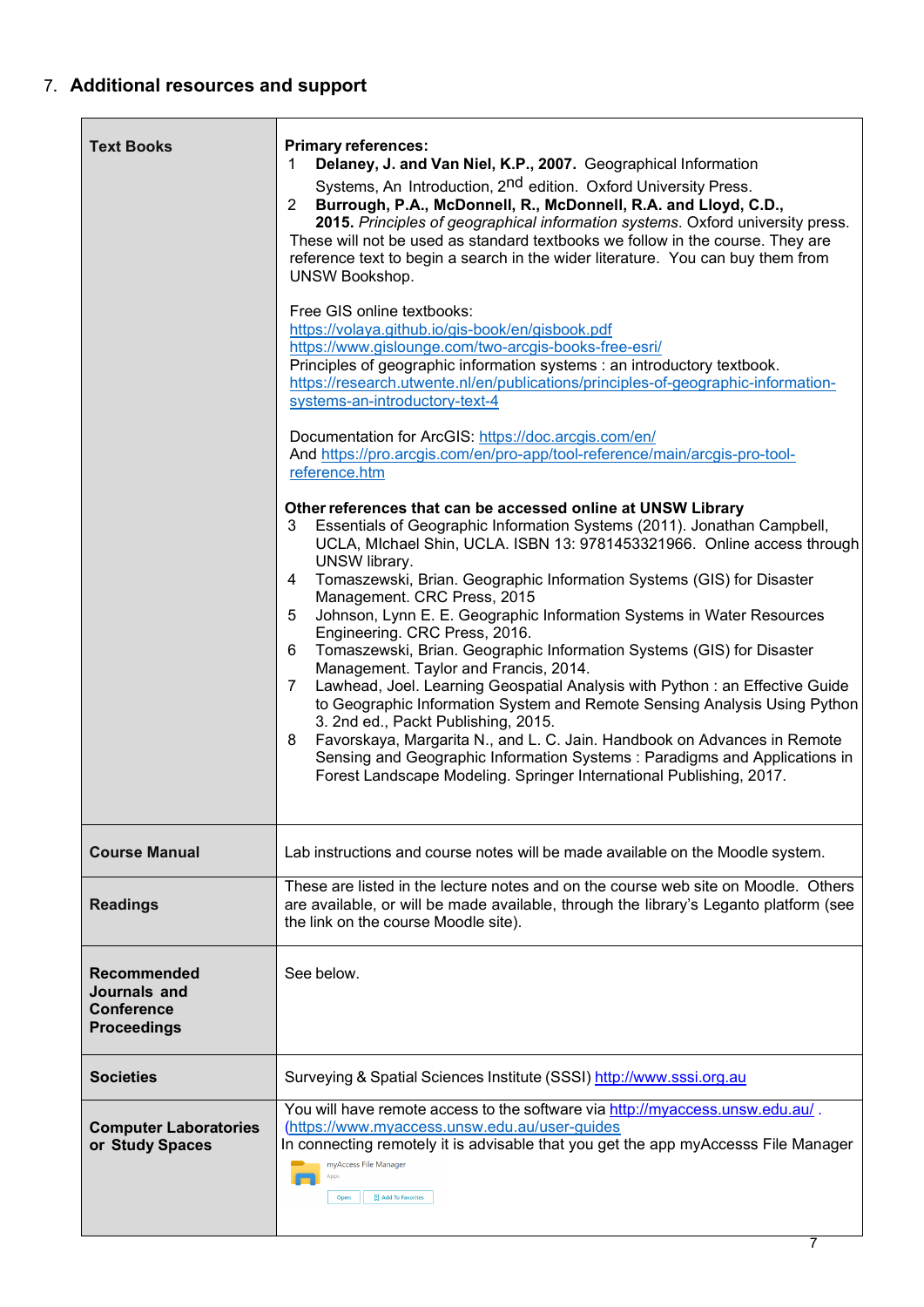## 7. Additional resources and support

| | |
|---|---|
| **Text Books** | **Primary references:**<br>1 **Delaney, J. and Van Niel, K.P., 2007.** Geographical Information Systems, An Introduction, 2nd edition. Oxford University Press.<br>2 **Burrough, P.A., McDonnell, R., McDonnell, R.A. and Lloyd, C.D., 2015.** *Principles of geographical information systems*. Oxford university press.<br>These will not be used as standard textbooks we follow in the course. They are reference text to begin a search in the wider literature. You can buy them from UNSW Bookshop.<br><br>Free GIS online textbooks:<br>https://volaya.github.io/gis-book/en/gisbook.pdf<br>https://www.gislounge.com/two-arcgis-books-free-esri/<br>Principles of geographic information systems : an introductory textbook.<br>https://research.utwente.nl/en/publications/principles-of-geographic-information-systems-an-introductory-text-4<br><br>Documentation for ArcGIS: https://doc.arcgis.com/en/<br>And https://pro.arcgis.com/en/pro-app/tool-reference/main/arcgis-pro-tool-reference.htm<br><br>**Other references that can be accessed online at UNSW Library**<br>3 Essentials of Geographic Information Systems (2011). Jonathan Campbell, UCLA, MIchael Shin, UCLA. ISBN 13: 9781453321966. Online access through UNSW library.<br>4 Tomaszewski, Brian. Geographic Information Systems (GIS) for Disaster Management. CRC Press, 2015<br>5 Johnson, Lynn E. E. Geographic Information Systems in Water Resources Engineering. CRC Press, 2016.<br>6 Tomaszewski, Brian. Geographic Information Systems (GIS) for Disaster Management. Taylor and Francis, 2014.<br>7 Lawhead, Joel. Learning Geospatial Analysis with Python : an Effective Guide to Geographic Information System and Remote Sensing Analysis Using Python 3. 2nd ed., Packt Publishing, 2015.<br>8 Favorskaya, Margarita N., and L. C. Jain. Handbook on Advances in Remote Sensing and Geographic Information Systems : Paradigms and Applications in Forest Landscape Modeling. Springer International Publishing, 2017. |
| **Course Manual** | Lab instructions and course notes will be made available on the Moodle system. |
| **Readings** | These are listed in the lecture notes and on the course web site on Moodle. Others are available, or will be made available, through the library's Leganto platform (see the link on the course Moodle site). |
| **Recommended Journals and Conference Proceedings** | See below. |
| **Societies** | Surveying & Spatial Sciences Institute (SSSI) http://www.sssi.org.au |
| **Computer Laboratories or Study Spaces** | You will have remote access to the software via http://myaccess.unsw.edu.au/ . (https://www.myaccess.unsw.edu.au/user-guides<br>In connecting remotely it is advisable that you get the app myAccesss File Manager<br>myAccess File Manager<br>Apps<br>Open Add To Favorites |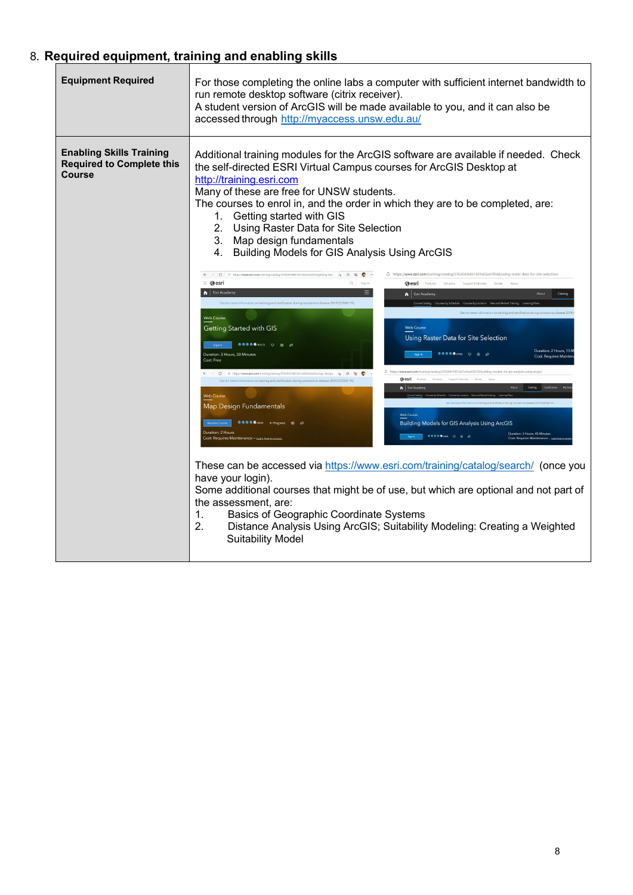## 8. Required equipment, training and enabling skills

| | |
|---|---|
| **Equipment Required** | For those completing the online labs a computer with sufficient internet bandwidth to run remote desktop software (citrix receiver).<br>A student version of ArcGIS will be made available to you, and it can also be accessed through http://myaccess.unsw.edu.au/ |
| **Enabling Skills Training Required to Complete this Course** | Additional training modules for the ArcGIS software are available if needed. Check the self-directed ESRI Virtual Campus courses for ArcGIS Desktop at http://training.esri.com<br>Many of these are free for UNSW students.<br>The courses to enrol in, and the order in which they are to be completed, are:<br>1. Getting started with GIS<br>2. Using Raster Data for Site Selection<br>3. Map design fundamentals<br>4. Building Models for GIS Analysis Using ArcGIS<br><br>These can be accessed via https://www.esri.com/training/catalog/search/ (once you have your login).<br>Some additional courses that might be of use, but which are optional and not part of the assessment, are:<br>1. Basics of Geographic Coordinate Systems<br>2. Distance Analysis Using ArcGIS; Suitability Modeling: Creating a Weighted Suitability Model |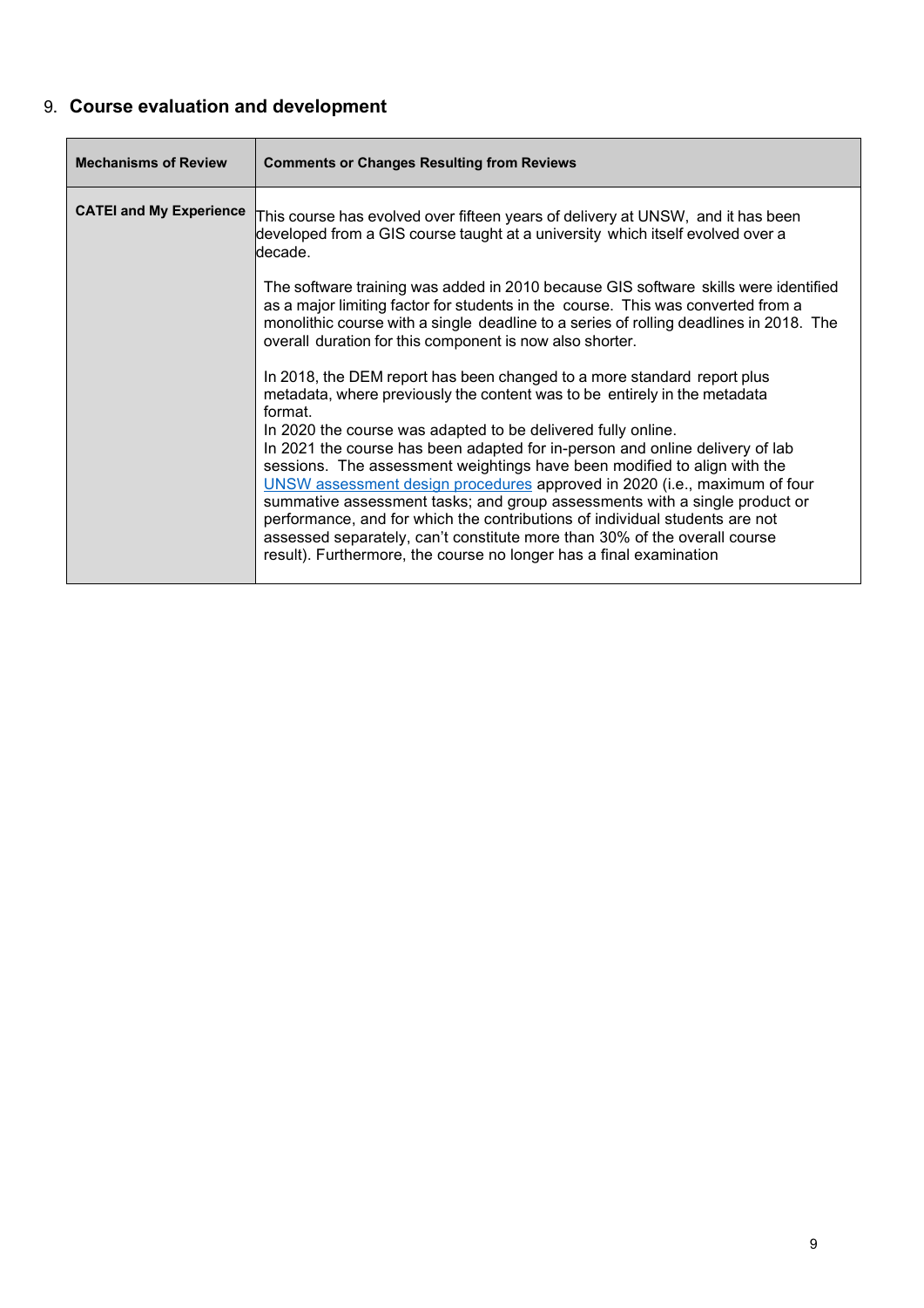## 9. **Course evaluation and development**

| Mechanisms of Review | Comments or Changes Resulting from Reviews |
| --- | --- |
| **CATEI and My Experience** | This course has evolved over fifteen years of delivery at UNSW, and it has been developed from a GIS course taught at a university which itself evolved over a decade.<br><br>The software training was added in 2010 because GIS software skills were identified as a major limiting factor for students in the course. This was converted from a monolithic course with a single deadline to a series of rolling deadlines in 2018. The overall duration for this component is now also shorter.<br><br>In 2018, the DEM report has been changed to a more standard report plus metadata, where previously the content was to be entirely in the metadata format.<br>In 2020 the course was adapted to be delivered fully online.<br>In 2021 the course has been adapted for in-person and online delivery of lab sessions. The assessment weightings have been modified to align with the [UNSW assessment design procedures] approved in 2020 (i.e., maximum of four summative assessment tasks; and group assessments with a single product or performance, and for which the contributions of individual students are not assessed separately, can't constitute more than 30% of the overall course result). Furthermore, the course no longer has a final examination |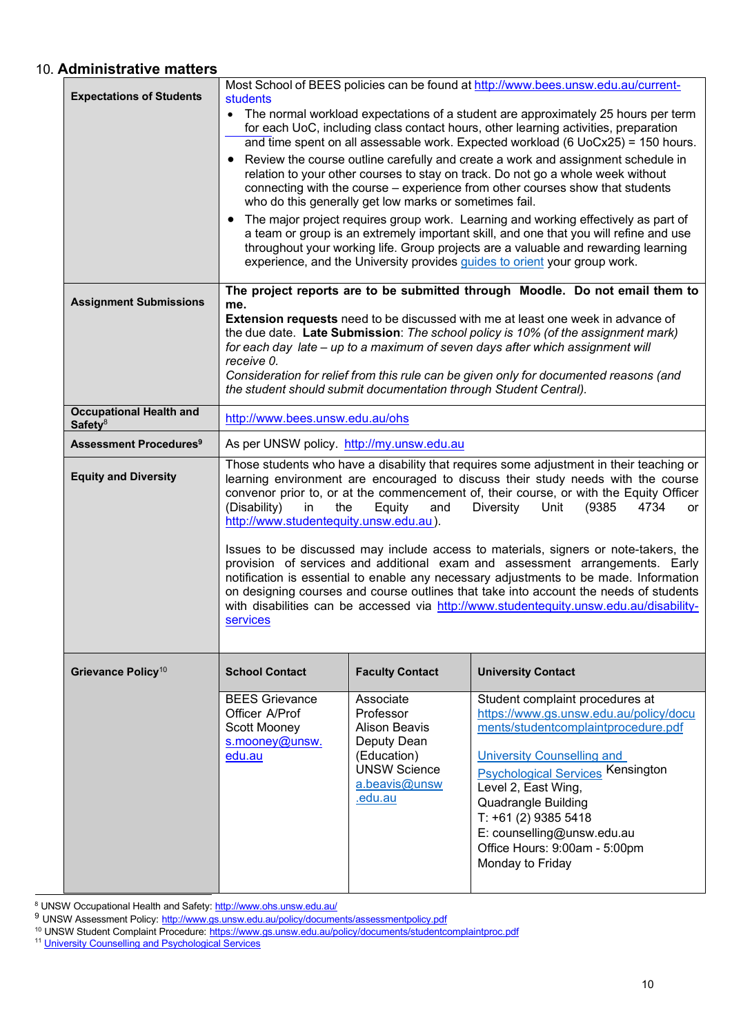## 10. Administrative matters

| | | | |
|---|---|---|---|
| **Expectations of Students** | Most School of BEES policies can be found at http://www.bees.unsw.edu.au/current-students<br>• The normal workload expectations of a student are approximately 25 hours per term for each UoC, including class contact hours, other learning activities, preparation and time spent on all assessable work. Expected workload (6 UoCx25) = 150 hours.<br>• Review the course outline carefully and create a work and assignment schedule in relation to your other courses to stay on track. Do not go a whole week without connecting with the course – experience from other courses show that students who do this generally get low marks or sometimes fail.<br>• The major project requires group work. Learning and working effectively as part of a team or group is an extremely important skill, and one that you will refine and use throughout your working life. Group projects are a valuable and rewarding learning experience, and the University provides guides to orient your group work. | | |
| **Assignment Submissions** | **The project reports are to be submitted through Moodle. Do not email them to me.**<br>**Extension requests** need to be discussed with me at least one week in advance of the due date. **Late Submission**: *The school policy is 10% (of the assignment mark) for each day late – up to a maximum of seven days after which assignment will receive 0.*<br>*Consideration for relief from this rule can be given only for documented reasons (and the student should submit documentation through Student Central).* | | |
| **Occupational Health and Safety**[8] | http://www.bees.unsw.edu.au/ohs | | |
| **Assessment Procedures**[9] | As per UNSW policy. http://my.unsw.edu.au | | |
| **Equity and Diversity** | Those students who have a disability that requires some adjustment in their teaching or learning environment are encouraged to discuss their study needs with the course convenor prior to, or at the commencement of, their course, or with the Equity Officer (Disability) in the Equity and Diversity Unit (9385 4734 or http://www.studentequity.unsw.edu.au ).<br><br>Issues to be discussed may include access to materials, signers or note-takers, the provision of services and additional exam and assessment arrangements. Early notification is essential to enable any necessary adjustments to be made. Information on designing courses and course outlines that take into account the needs of students with disabilities can be accessed via http://www.studentequity.unsw.edu.au/disability-services | | |
| **Grievance Policy**[10] | **School Contact** | **Faculty Contact** | **University Contact** |
| | BEES Grievance Officer A/Prof Scott Mooney s.mooney@unsw.edu.au | Associate Professor Alison Beavis Deputy Dean (Education) UNSW Science a.beavis@unsw.edu.au | Student complaint procedures at https://www.gs.unsw.edu.au/policy/documents/studentcomplaintprocedure.pdf<br><br>University Counselling and Psychological Services Kensington Level 2, East Wing, Quadrangle Building<br>T: +61 (2) 9385 5418<br>E: counselling@unsw.edu.au<br>Office Hours: 9:00am - 5:00pm Monday to Friday |

[8] UNSW Occupational Health and Safety: http://www.ohs.unsw.edu.au/

[9] UNSW Assessment Policy: http://www.gs.unsw.edu.au/policy/documents/assessmentpolicy.pdf

[10] UNSW Student Complaint Procedure: https://www.gs.unsw.edu.au/policy/documents/studentcomplaintproc.pdf

[11] University Counselling and Psychological Services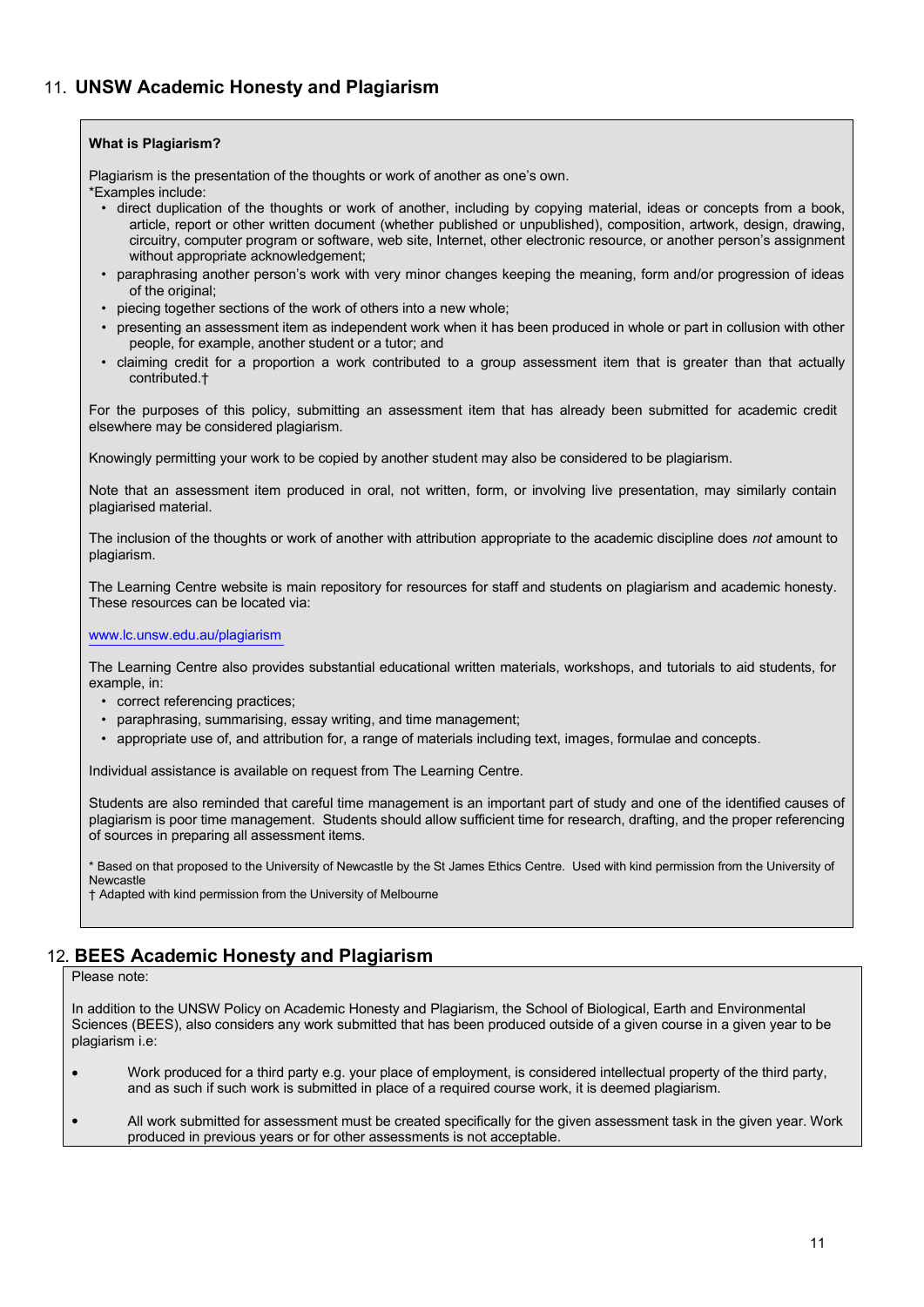## 11. UNSW Academic Honesty and Plagiarism

**What is Plagiarism?**

Plagiarism is the presentation of the thoughts or work of another as one's own.
*Examples include:

- direct duplication of the thoughts or work of another, including by copying material, ideas or concepts from a book, article, report or other written document (whether published or unpublished), composition, artwork, design, drawing, circuitry, computer program or software, web site, Internet, other electronic resource, or another person's assignment without appropriate acknowledgement;
- paraphrasing another person's work with very minor changes keeping the meaning, form and/or progression of ideas of the original;
- piecing together sections of the work of others into a new whole;
- presenting an assessment item as independent work when it has been produced in whole or part in collusion with other people, for example, another student or a tutor; and
- claiming credit for a proportion a work contributed to a group assessment item that is greater than that actually contributed.†

For the purposes of this policy, submitting an assessment item that has already been submitted for academic credit elsewhere may be considered plagiarism.

Knowingly permitting your work to be copied by another student may also be considered to be plagiarism.

Note that an assessment item produced in oral, not written, form, or involving live presentation, may similarly contain plagiarised material.

The inclusion of the thoughts or work of another with attribution appropriate to the academic discipline does *not* amount to plagiarism.

The Learning Centre website is main repository for resources for staff and students on plagiarism and academic honesty. These resources can be located via:

www.lc.unsw.edu.au/plagiarism

The Learning Centre also provides substantial educational written materials, workshops, and tutorials to aid students, for example, in:

- correct referencing practices;
- paraphrasing, summarising, essay writing, and time management;
- appropriate use of, and attribution for, a range of materials including text, images, formulae and concepts.

Individual assistance is available on request from The Learning Centre.

Students are also reminded that careful time management is an important part of study and one of the identified causes of plagiarism is poor time management. Students should allow sufficient time for research, drafting, and the proper referencing of sources in preparing all assessment items.

\* Based on that proposed to the University of Newcastle by the St James Ethics Centre. Used with kind permission from the University of Newcastle
† Adapted with kind permission from the University of Melbourne

## 12. BEES Academic Honesty and Plagiarism

Please note:

In addition to the UNSW Policy on Academic Honesty and Plagiarism, the School of Biological, Earth and Environmental Sciences (BEES), also considers any work submitted that has been produced outside of a given course in a given year to be plagiarism i.e:

- Work produced for a third party e.g. your place of employment, is considered intellectual property of the third party, and as such if such work is submitted in place of a required course work, it is deemed plagiarism.
- All work submitted for assessment must be created specifically for the given assessment task in the given year. Work produced in previous years or for other assessments is not acceptable.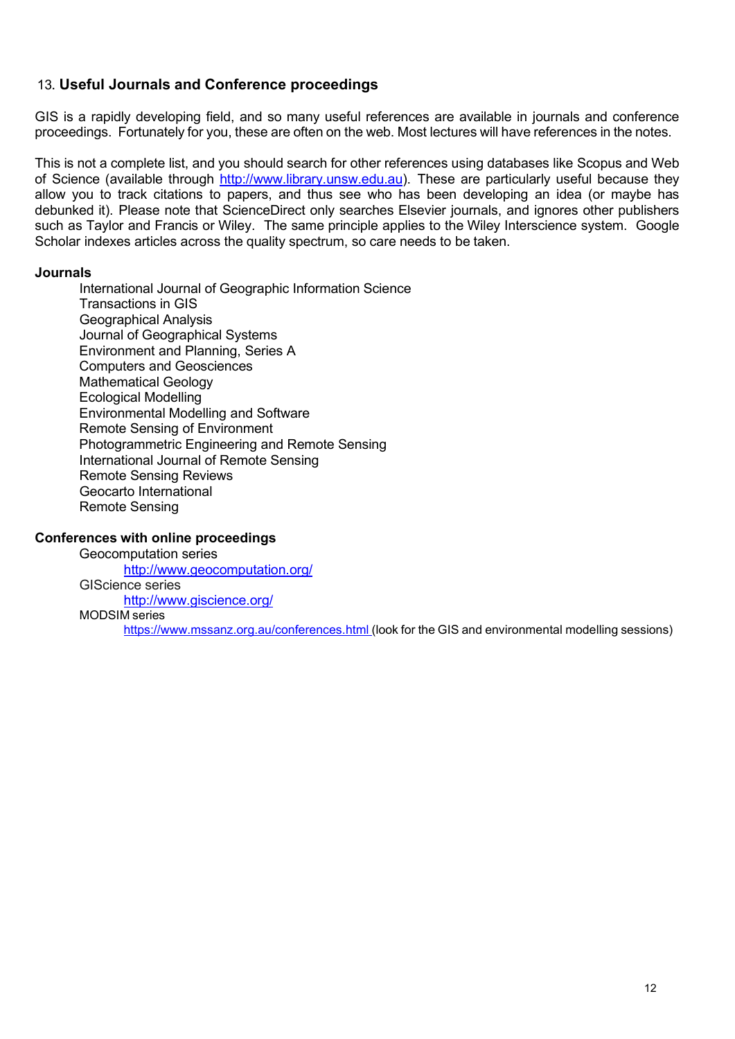## 13. Useful Journals and Conference proceedings

GIS is a rapidly developing field, and so many useful references are available in journals and conference proceedings. Fortunately for you, these are often on the web. Most lectures will have references in the notes.

This is not a complete list, and you should search for other references using databases like Scopus and Web of Science (available through http://www.library.unsw.edu.au). These are particularly useful because they allow you to track citations to papers, and thus see who has been developing an idea (or maybe has debunked it). Please note that ScienceDirect only searches Elsevier journals, and ignores other publishers such as Taylor and Francis or Wiley. The same principle applies to the Wiley Interscience system. Google Scholar indexes articles across the quality spectrum, so care needs to be taken.

**Journals**

- International Journal of Geographic Information Science
- Transactions in GIS
- Geographical Analysis
- Journal of Geographical Systems
- Environment and Planning, Series A
- Computers and Geosciences
- Mathematical Geology
- Ecological Modelling
- Environmental Modelling and Software
- Remote Sensing of Environment
- Photogrammetric Engineering and Remote Sensing
- International Journal of Remote Sensing
- Remote Sensing Reviews
- Geocarto International
- Remote Sensing

**Conferences with online proceedings**

- Geocomputation series
  - http://www.geocomputation.org/
- GIScience series
  - http://www.giscience.org/
- MODSIM series
  - https://www.mssanz.org.au/conferences.html (look for the GIS and environmental modelling sessions)